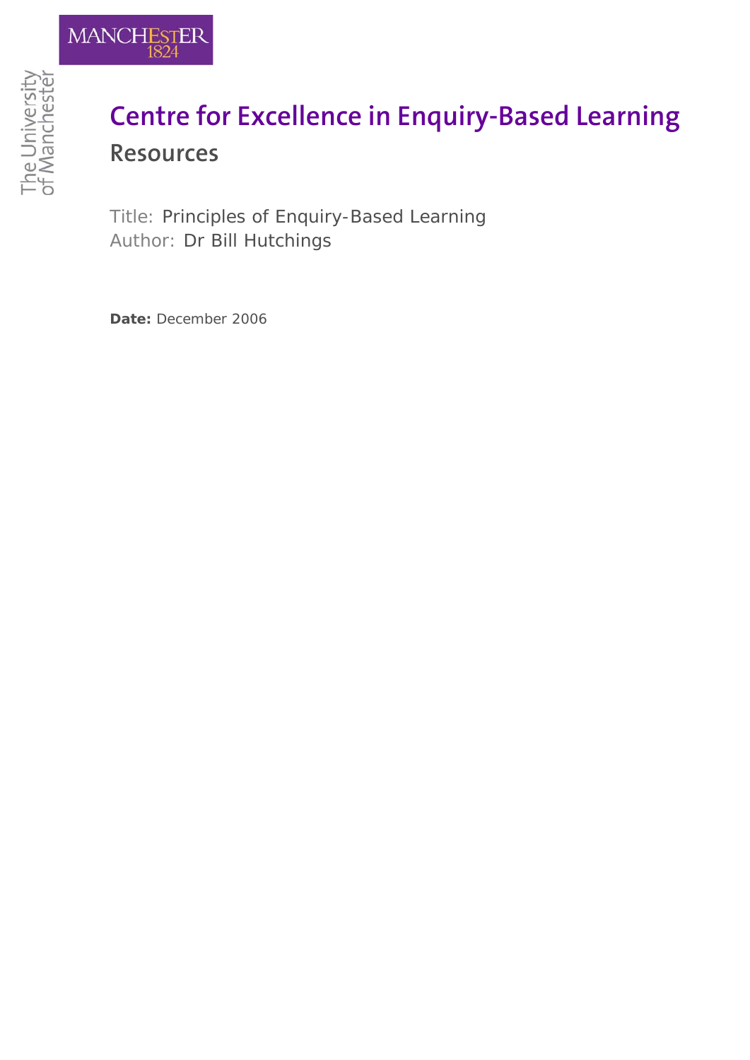MANCHESTER 1824

The University of Manchester

# Centre for Excellence in Enquiry-Based Learning

## Resources

Title: Principles of Enquiry-Based Learning
Author: Dr Bill Hutchings

**Date:** December 2006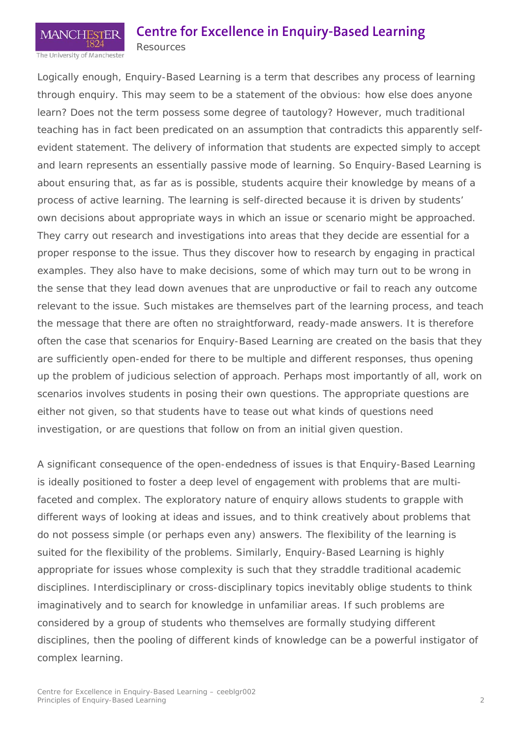Logically enough, Enquiry-Based Learning is a term that describes any process of learning through enquiry. This may seem to be a statement of the obvious: how else does anyone learn? Does not the term possess some degree of tautology? However, much traditional teaching has in fact been predicated on an assumption that contradicts this apparently self-evident statement. The delivery of information that students are expected simply to accept and learn represents an essentially passive mode of learning. So Enquiry-Based Learning is about ensuring that, as far as is possible, students acquire their knowledge by means of a process of active learning. The learning is self-directed because it is driven by students' own decisions about appropriate ways in which an issue or scenario might be approached. They carry out research and investigations into areas that they decide are essential for a proper response to the issue. Thus they discover how to research by engaging in practical examples. They also have to make decisions, some of which may turn out to be wrong in the sense that they lead down avenues that are unproductive or fail to reach any outcome relevant to the issue. Such mistakes are themselves part of the learning process, and teach the message that there are often no straightforward, ready-made answers. It is therefore often the case that scenarios for Enquiry-Based Learning are created on the basis that they are sufficiently open-ended for there to be multiple and different responses, thus opening up the problem of judicious selection of approach. Perhaps most importantly of all, work on scenarios involves students in posing their own questions. The appropriate questions are either not given, so that students have to tease out what kinds of questions need investigation, or are questions that follow on from an initial given question.

A significant consequence of the open-endedness of issues is that Enquiry-Based Learning is ideally positioned to foster a deep level of engagement with problems that are multi-faceted and complex. The exploratory nature of enquiry allows students to grapple with different ways of looking at ideas and issues, and to think creatively about problems that do not possess simple (or perhaps even any) answers. The flexibility of the learning is suited for the flexibility of the problems. Similarly, Enquiry-Based Learning is highly appropriate for issues whose complexity is such that they straddle traditional academic disciplines. Interdisciplinary or cross-disciplinary topics inevitably oblige students to think imaginatively and to search for knowledge in unfamiliar areas. If such problems are considered by a group of students who themselves are formally studying different disciplines, then the pooling of different kinds of knowledge can be a powerful instigator of complex learning.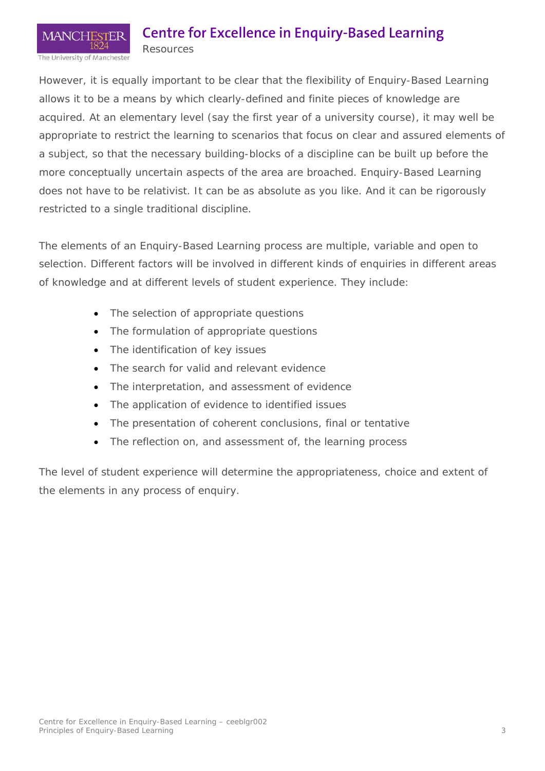However, it is equally important to be clear that the flexibility of Enquiry-Based Learning allows it to be a means by which clearly-defined and finite pieces of knowledge are acquired. At an elementary level (say the first year of a university course), it may well be appropriate to restrict the learning to scenarios that focus on clear and assured elements of a subject, so that the necessary building-blocks of a discipline can be built up before the more conceptually uncertain aspects of the area are broached. Enquiry-Based Learning does not have to be relativist. It can be as absolute as you like. And it can be rigorously restricted to a single traditional discipline.

The elements of an Enquiry-Based Learning process are multiple, variable and open to selection. Different factors will be involved in different kinds of enquiries in different areas of knowledge and at different levels of student experience. They include:

- The selection of appropriate questions
- The formulation of appropriate questions
- The identification of key issues
- The search for valid and relevant evidence
- The interpretation, and assessment of evidence
- The application of evidence to identified issues
- The presentation of coherent conclusions, final or tentative
- The reflection on, and assessment of, the learning process

The level of student experience will determine the appropriateness, choice and extent of the elements in any process of enquiry.